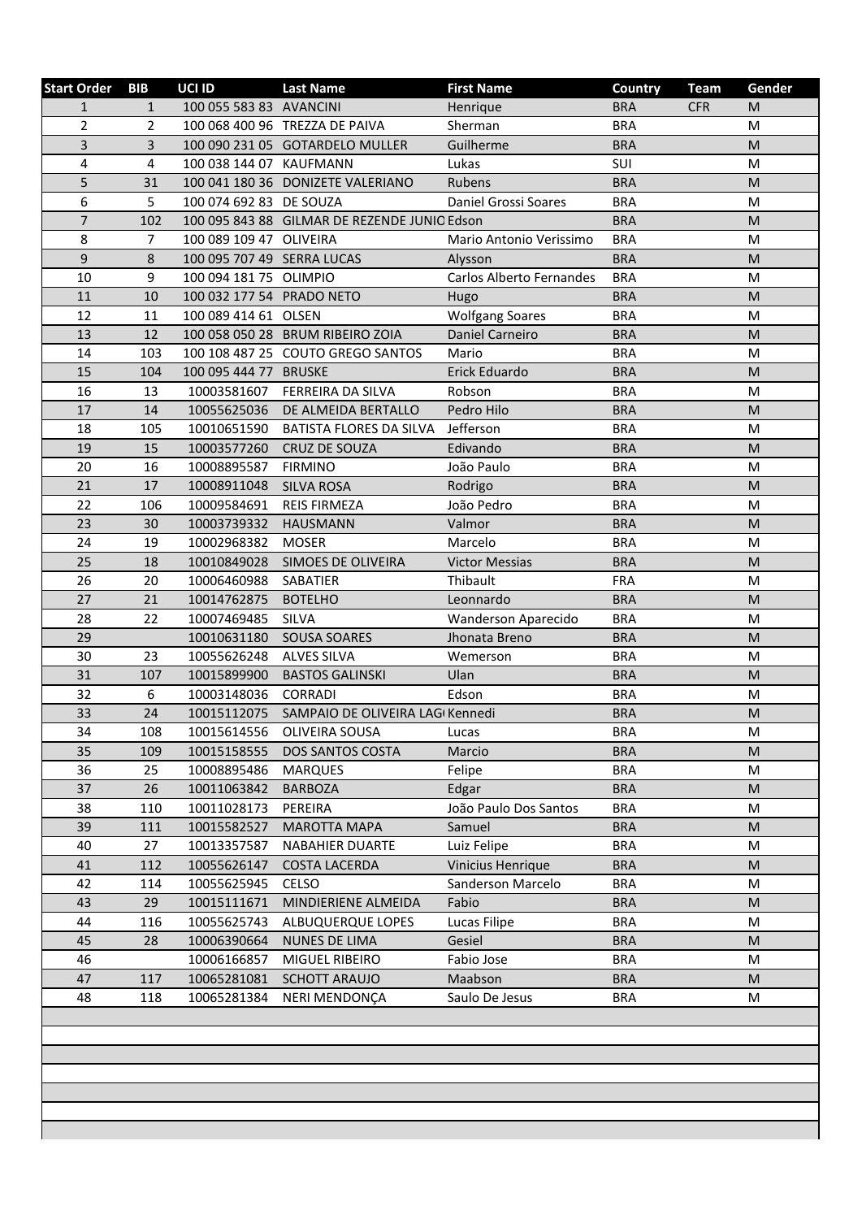| Start Order | BIB | UCI ID | Last Name | First Name | Country | Team | Gender |
|---|---|---|---|---|---|---|---|
| 1 | 1 | 100 055 583 83 | AVANCINI | Henrique | BRA | CFR | M |
| 2 | 2 | 100 068 400 96 | TREZZA DE PAIVA | Sherman | BRA | | M |
| 3 | 3 | 100 090 231 05 | GOTARDELO MULLER | Guilherme | BRA | | M |
| 4 | 4 | 100 038 144 07 | KAUFMANN | Lukas | SUI | | M |
| 5 | 31 | 100 041 180 36 | DONIZETE VALERIANO | Rubens | BRA | | M |
| 6 | 5 | 100 074 692 83 | DE SOUZA | Daniel Grossi Soares | BRA | | M |
| 7 | 102 | 100 095 843 88 | GILMAR DE REZENDE JUNIO | Edson | BRA | | M |
| 8 | 7 | 100 089 109 47 | OLIVEIRA | Mario Antonio Verissimo | BRA | | M |
| 9 | 8 | 100 095 707 49 | SERRA LUCAS | Alysson | BRA | | M |
| 10 | 9 | 100 094 181 75 | OLIMPIO | Carlos Alberto Fernandes | BRA | | M |
| 11 | 10 | 100 032 177 54 | PRADO NETO | Hugo | BRA | | M |
| 12 | 11 | 100 089 414 61 | OLSEN | Wolfgang Soares | BRA | | M |
| 13 | 12 | 100 058 050 28 | BRUM RIBEIRO ZOIA | Daniel Carneiro | BRA | | M |
| 14 | 103 | 100 108 487 25 | COUTO GREGO SANTOS | Mario | BRA | | M |
| 15 | 104 | 100 095 444 77 | BRUSKE | Erick Eduardo | BRA | | M |
| 16 | 13 | 10003581607 | FERREIRA DA SILVA | Robson | BRA | | M |
| 17 | 14 | 10055625036 | DE ALMEIDA BERTALLO | Pedro Hilo | BRA | | M |
| 18 | 105 | 10010651590 | BATISTA FLORES DA SILVA | Jefferson | BRA | | M |
| 19 | 15 | 10003577260 | CRUZ DE SOUZA | Edivando | BRA | | M |
| 20 | 16 | 10008895587 | FIRMINO | João Paulo | BRA | | M |
| 21 | 17 | 10008911048 | SILVA ROSA | Rodrigo | BRA | | M |
| 22 | 106 | 10009584691 | REIS FIRMEZA | João Pedro | BRA | | M |
| 23 | 30 | 10003739332 | HAUSMANN | Valmor | BRA | | M |
| 24 | 19 | 10002968382 | MOSER | Marcelo | BRA | | M |
| 25 | 18 | 10010849028 | SIMOES DE OLIVEIRA | Victor Messias | BRA | | M |
| 26 | 20 | 10006460988 | SABATIER | Thibault | FRA | | M |
| 27 | 21 | 10014762875 | BOTELHO | Leonnardo | BRA | | M |
| 28 | 22 | 10007469485 | SILVA | Wanderson Aparecido | BRA | | M |
| 29 | | 10010631180 | SOUSA SOARES | Jhonata Breno | BRA | | M |
| 30 | 23 | 10055626248 | ALVES SILVA | Wemerson | BRA | | M |
| 31 | 107 | 10015899900 | BASTOS GALINSKI | Ulan | BRA | | M |
| 32 | 6 | 10003148036 | CORRADI | Edson | BRA | | M |
| 33 | 24 | 10015112075 | SAMPAIO DE OLIVEIRA LAGI | Kennedi | BRA | | M |
| 34 | 108 | 10015614556 | OLIVEIRA SOUSA | Lucas | BRA | | M |
| 35 | 109 | 10015158555 | DOS SANTOS COSTA | Marcio | BRA | | M |
| 36 | 25 | 10008895486 | MARQUES | Felipe | BRA | | M |
| 37 | 26 | 10011063842 | BARBOZA | Edgar | BRA | | M |
| 38 | 110 | 10011028173 | PEREIRA | João Paulo Dos Santos | BRA | | M |
| 39 | 111 | 10015582527 | MAROTTA MAPA | Samuel | BRA | | M |
| 40 | 27 | 10013357587 | NABAHIER DUARTE | Luiz Felipe | BRA | | M |
| 41 | 112 | 10055626147 | COSTA LACERDA | Vinicius Henrique | BRA | | M |
| 42 | 114 | 10055625945 | CELSO | Sanderson Marcelo | BRA | | M |
| 43 | 29 | 10015111671 | MINDIERIENE ALMEIDA | Fabio | BRA | | M |
| 44 | 116 | 10055625743 | ALBUQUERQUE LOPES | Lucas Filipe | BRA | | M |
| 45 | 28 | 10006390664 | NUNES DE LIMA | Gesiel | BRA | | M |
| 46 | | 10006166857 | MIGUEL RIBEIRO | Fabio Jose | BRA | | M |
| 47 | 117 | 10065281081 | SCHOTT ARAUJO | Maabson | BRA | | M |
| 48 | 118 | 10065281384 | NERI MENDONÇA | Saulo De Jesus | BRA | | M |